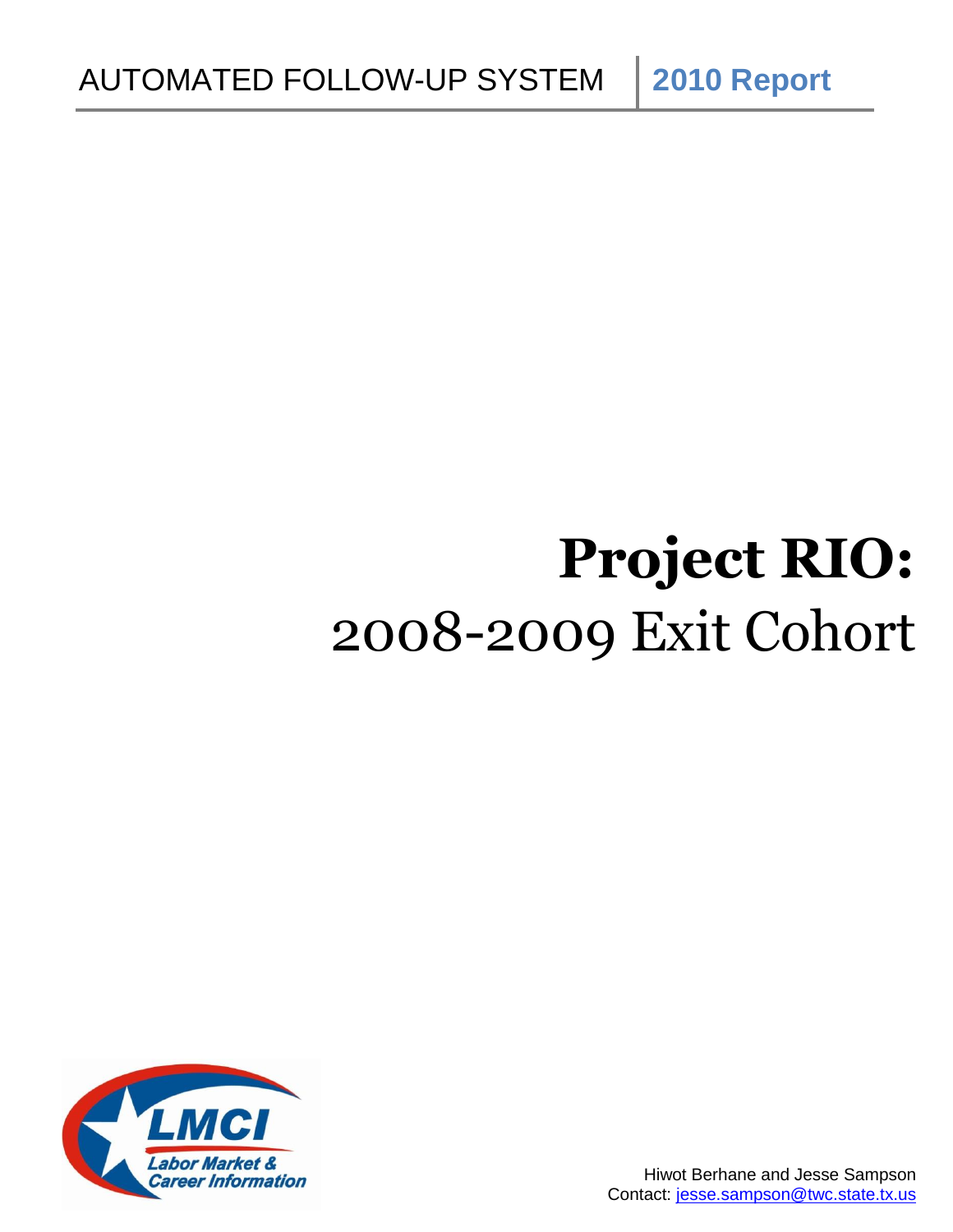AUTOMATED FOLLOW-UP SYSTEM | **2010 Report**

# Project RIO:

## 2008-2009 Exit Cohort

LMCI Labor Market & Career Information

Hiwot Berhane and Jesse Sampson
Contact: jesse.sampson@twc.state.tx.us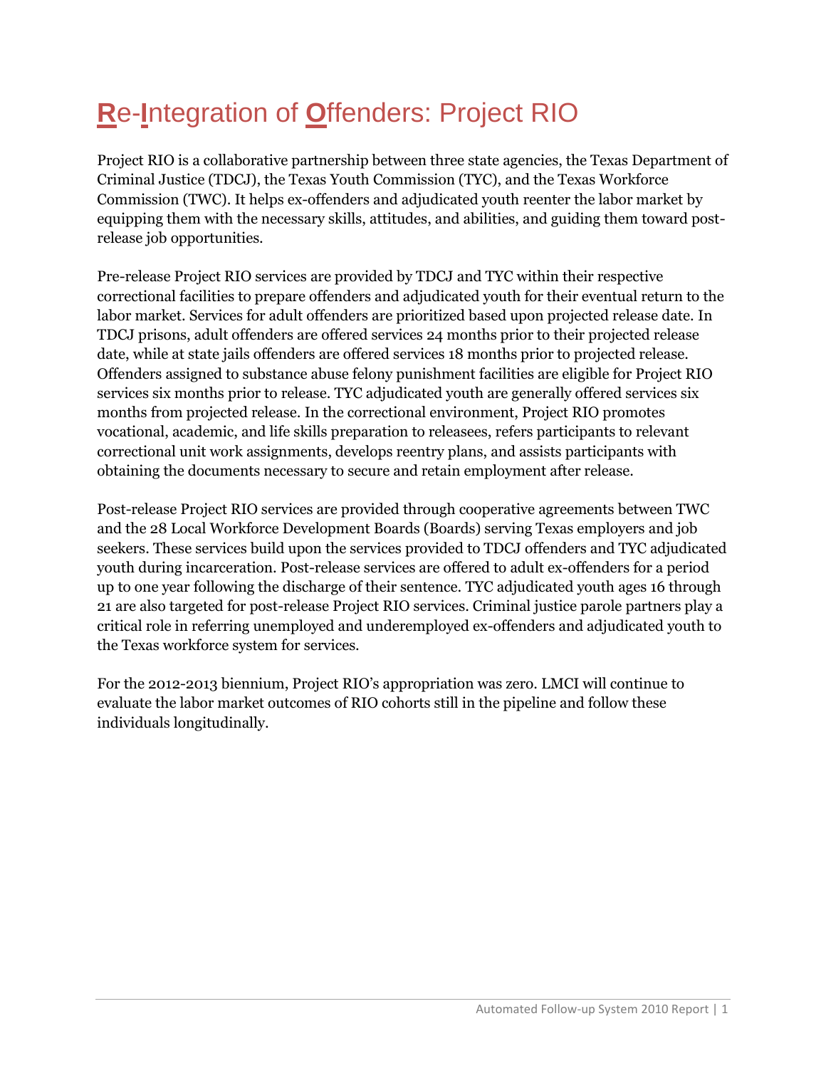# Re-Integration of Offenders: Project RIO

Project RIO is a collaborative partnership between three state agencies, the Texas Department of Criminal Justice (TDCJ), the Texas Youth Commission (TYC), and the Texas Workforce Commission (TWC). It helps ex-offenders and adjudicated youth reenter the labor market by equipping them with the necessary skills, attitudes, and abilities, and guiding them toward post-release job opportunities.

Pre-release Project RIO services are provided by TDCJ and TYC within their respective correctional facilities to prepare offenders and adjudicated youth for their eventual return to the labor market. Services for adult offenders are prioritized based upon projected release date. In TDCJ prisons, adult offenders are offered services 24 months prior to their projected release date, while at state jails offenders are offered services 18 months prior to projected release. Offenders assigned to substance abuse felony punishment facilities are eligible for Project RIO services six months prior to release. TYC adjudicated youth are generally offered services six months from projected release. In the correctional environment, Project RIO promotes vocational, academic, and life skills preparation to releasees, refers participants to relevant correctional unit work assignments, develops reentry plans, and assists participants with obtaining the documents necessary to secure and retain employment after release.

Post-release Project RIO services are provided through cooperative agreements between TWC and the 28 Local Workforce Development Boards (Boards) serving Texas employers and job seekers. These services build upon the services provided to TDCJ offenders and TYC adjudicated youth during incarceration. Post-release services are offered to adult ex-offenders for a period up to one year following the discharge of their sentence. TYC adjudicated youth ages 16 through 21 are also targeted for post-release Project RIO services. Criminal justice parole partners play a critical role in referring unemployed and underemployed ex-offenders and adjudicated youth to the Texas workforce system for services.

For the 2012-2013 biennium, Project RIO's appropriation was zero. LMCI will continue to evaluate the labor market outcomes of RIO cohorts still in the pipeline and follow these individuals longitudinally.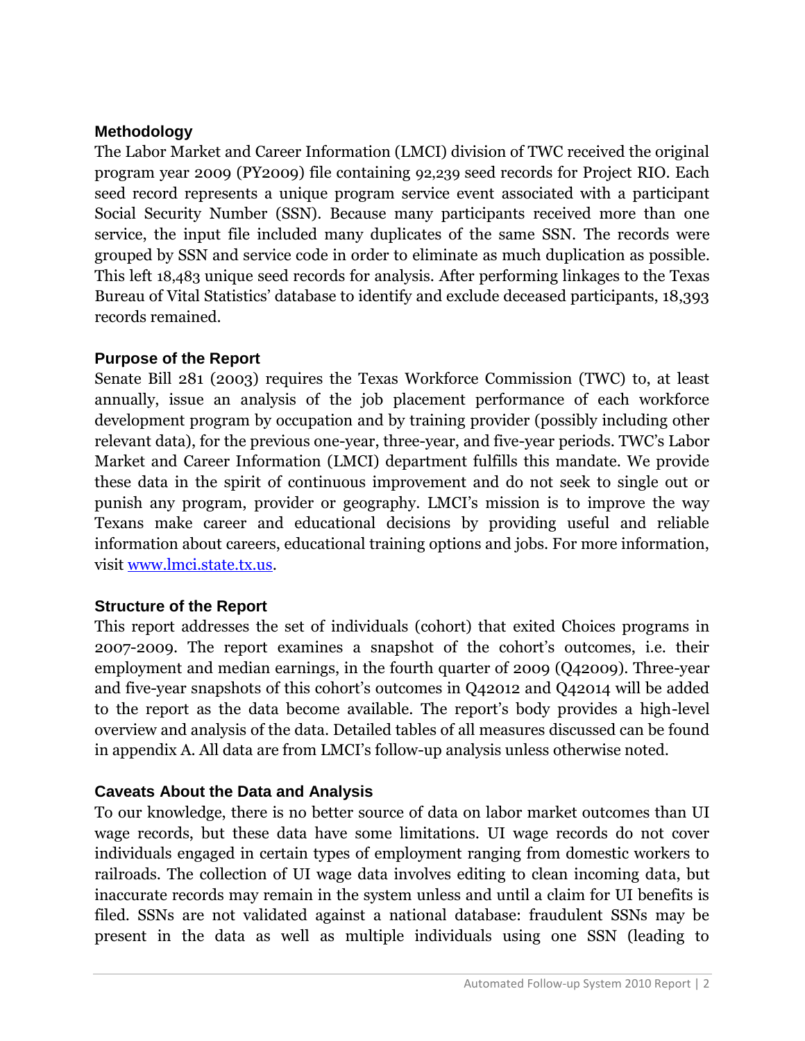### Methodology

The Labor Market and Career Information (LMCI) division of TWC received the original program year 2009 (PY2009) file containing 92,239 seed records for Project RIO. Each seed record represents a unique program service event associated with a participant Social Security Number (SSN). Because many participants received more than one service, the input file included many duplicates of the same SSN. The records were grouped by SSN and service code in order to eliminate as much duplication as possible. This left 18,483 unique seed records for analysis. After performing linkages to the Texas Bureau of Vital Statistics' database to identify and exclude deceased participants, 18,393 records remained.

### Purpose of the Report

Senate Bill 281 (2003) requires the Texas Workforce Commission (TWC) to, at least annually, issue an analysis of the job placement performance of each workforce development program by occupation and by training provider (possibly including other relevant data), for the previous one-year, three-year, and five-year periods. TWC's Labor Market and Career Information (LMCI) department fulfills this mandate. We provide these data in the spirit of continuous improvement and do not seek to single out or punish any program, provider or geography. LMCI's mission is to improve the way Texans make career and educational decisions by providing useful and reliable information about careers, educational training options and jobs. For more information, visit [www.lmci.state.tx.us](http://www.lmci.state.tx.us).

### Structure of the Report

This report addresses the set of individuals (cohort) that exited Choices programs in 2007-2009. The report examines a snapshot of the cohort's outcomes, i.e. their employment and median earnings, in the fourth quarter of 2009 (Q42009). Three-year and five-year snapshots of this cohort's outcomes in Q42012 and Q42014 will be added to the report as the data become available. The report's body provides a high-level overview and analysis of the data. Detailed tables of all measures discussed can be found in appendix A. All data are from LMCI's follow-up analysis unless otherwise noted.

### Caveats About the Data and Analysis

To our knowledge, there is no better source of data on labor market outcomes than UI wage records, but these data have some limitations. UI wage records do not cover individuals engaged in certain types of employment ranging from domestic workers to railroads. The collection of UI wage data involves editing to clean incoming data, but inaccurate records may remain in the system unless and until a claim for UI benefits is filed. SSNs are not validated against a national database: fraudulent SSNs may be present in the data as well as multiple individuals using one SSN (leading to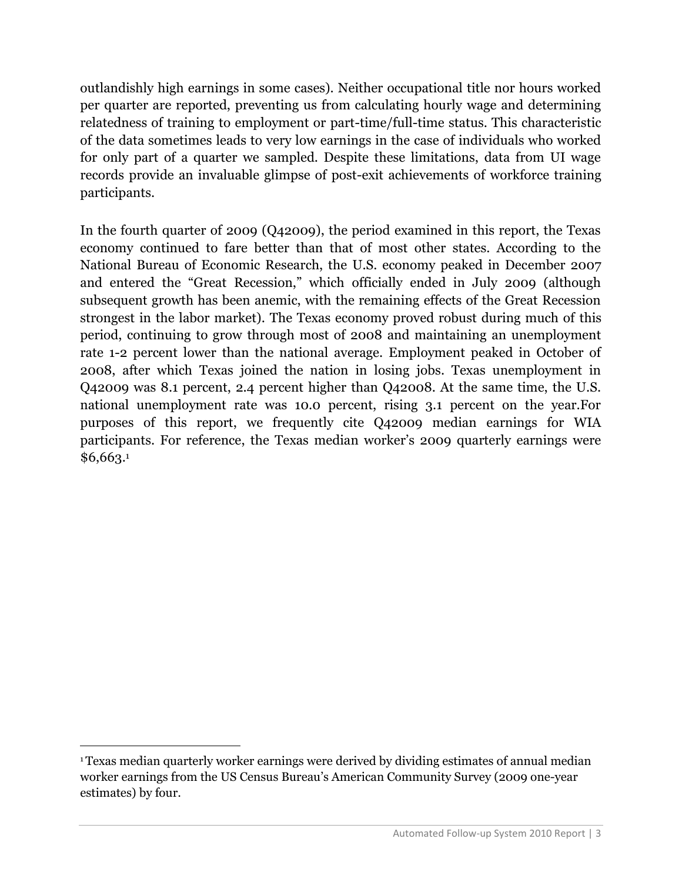outlandishly high earnings in some cases). Neither occupational title nor hours worked per quarter are reported, preventing us from calculating hourly wage and determining relatedness of training to employment or part-time/full-time status. This characteristic of the data sometimes leads to very low earnings in the case of individuals who worked for only part of a quarter we sampled. Despite these limitations, data from UI wage records provide an invaluable glimpse of post-exit achievements of workforce training participants.

In the fourth quarter of 2009 (Q42009), the period examined in this report, the Texas economy continued to fare better than that of most other states. According to the National Bureau of Economic Research, the U.S. economy peaked in December 2007 and entered the "Great Recession," which officially ended in July 2009 (although subsequent growth has been anemic, with the remaining effects of the Great Recession strongest in the labor market). The Texas economy proved robust during much of this period, continuing to grow through most of 2008 and maintaining an unemployment rate 1-2 percent lower than the national average. Employment peaked in October of 2008, after which Texas joined the nation in losing jobs. Texas unemployment in Q42009 was 8.1 percent, 2.4 percent higher than Q42008. At the same time, the U.S. national unemployment rate was 10.0 percent, rising 3.1 percent on the year.For purposes of this report, we frequently cite Q42009 median earnings for WIA participants. For reference, the Texas median worker's 2009 quarterly earnings were $6,663.[1]

[1] Texas median quarterly worker earnings were derived by dividing estimates of annual median worker earnings from the US Census Bureau's American Community Survey (2009 one-year estimates) by four.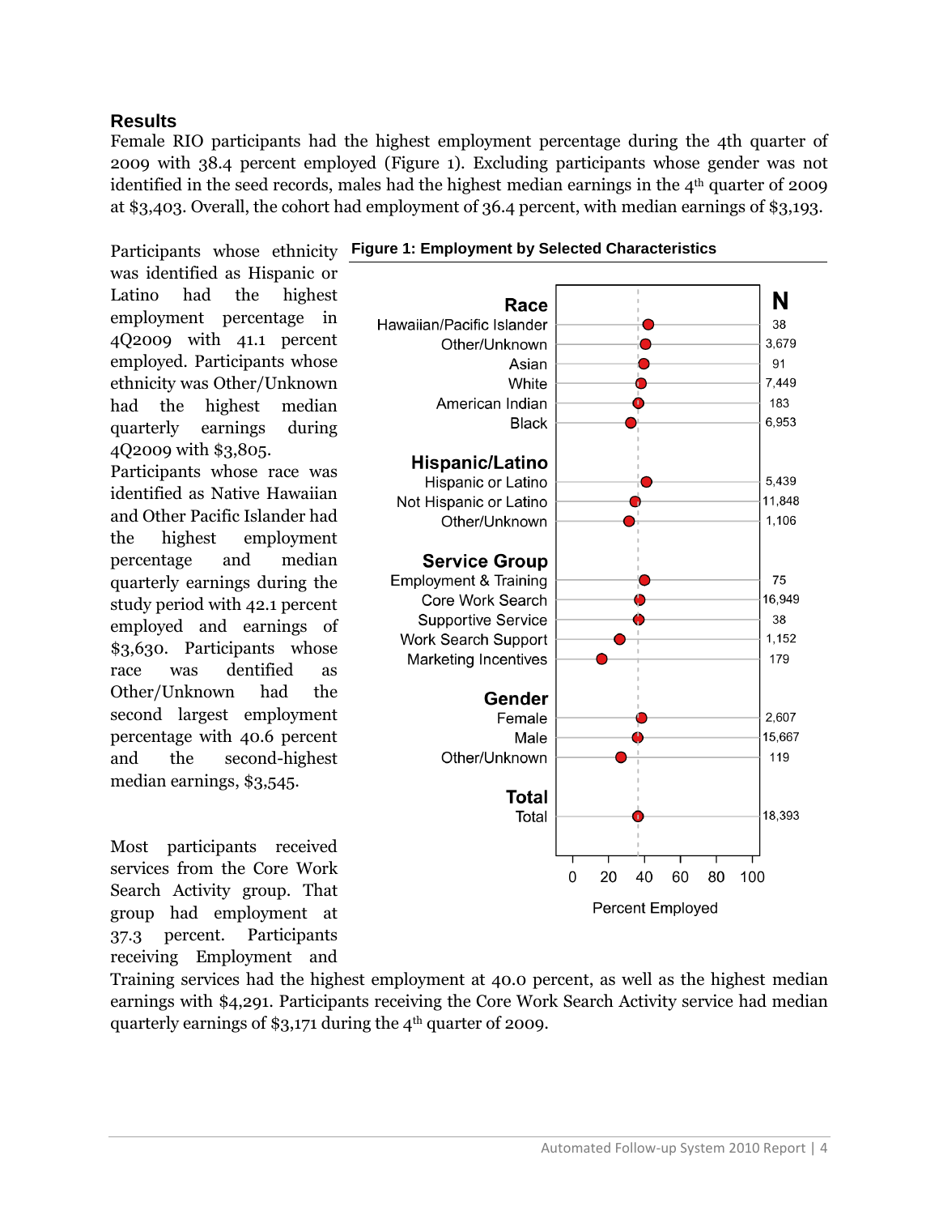## Results

Female RIO participants had the highest employment percentage during the 4th quarter of 2009 with 38.4 percent employed (Figure 1). Excluding participants whose gender was not identified in the seed records, males had the highest median earnings in the 4th quarter of 2009 at $3,403. Overall, the cohort had employment of 36.4 percent, with median earnings of $3,193.

Participants whose ethnicity was identified as Hispanic or Latino had the highest employment percentage in 4Q2009 with 41.1 percent employed. Participants whose ethnicity was Other/Unknown had the highest median quarterly earnings during 4Q2009 with $3,805. Participants whose race was identified as Native Hawaiian and Other Pacific Islander had the highest employment percentage and median quarterly earnings during the study period with 42.1 percent employed and earnings of $3,630. Participants whose race was dentified as Other/Unknown had the second largest employment percentage with 40.6 percent and the second-highest median earnings, $3,545.

**Figure 1: Employment by Selected Characteristics**

| Characteristic | N |
|---|---|
| **Race** | |
| Hawaiian/Pacific Islander | 38 |
| Other/Unknown | 3,679 |
| Asian | 91 |
| White | 7,449 |
| American Indian | 183 |
| Black | 6,953 |
| **Hispanic/Latino** | |
| Hispanic or Latino | 5,439 |
| Not Hispanic or Latino | 11,848 |
| Other/Unknown | 1,106 |
| **Service Group** | |
| Employment & Training | 75 |
| Core Work Search | 16,949 |
| Supportive Service | 38 |
| Work Search Support | 1,152 |
| Marketing Incentives | 179 |
| **Gender** | |
| Female | 2,607 |
| Male | 15,667 |
| Other/Unknown | 119 |
| **Total** | |
| Total | 18,393 |

Percent Employed (0–100)

Most participants received services from the Core Work Search Activity group. That group had employment at 37.3 percent. Participants receiving Employment and Training services had the highest employment at 40.0 percent, as well as the highest median earnings with $4,291. Participants receiving the Core Work Search Activity service had median quarterly earnings of $3,171 during the 4th quarter of 2009.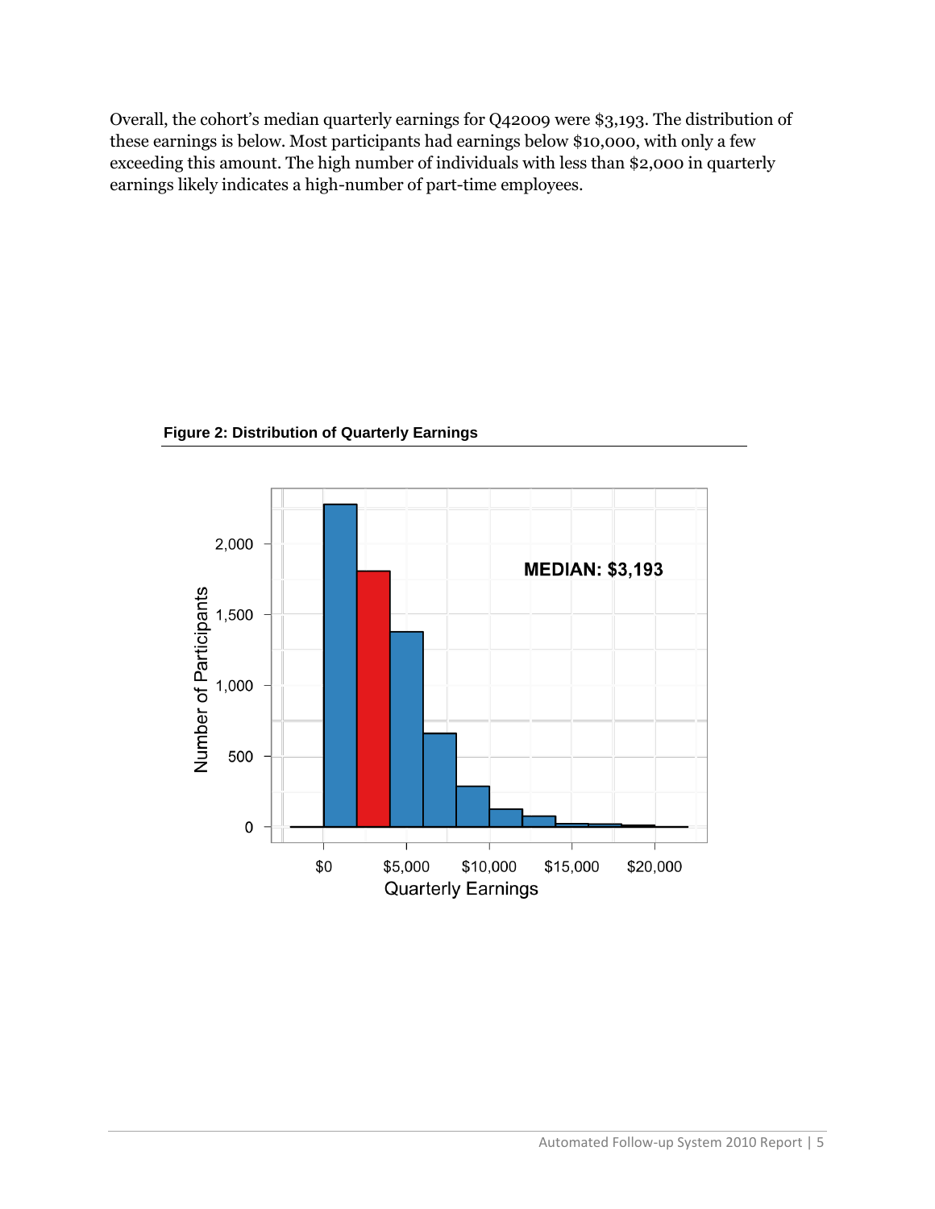Overall, the cohort's median quarterly earnings for Q42009 were $3,193. The distribution of these earnings is below. Most participants had earnings below $10,000, with only a few exceeding this amount. The high number of individuals with less than $2,000 in quarterly earnings likely indicates a high-number of part-time employees.

**Figure 2: Distribution of Quarterly Earnings**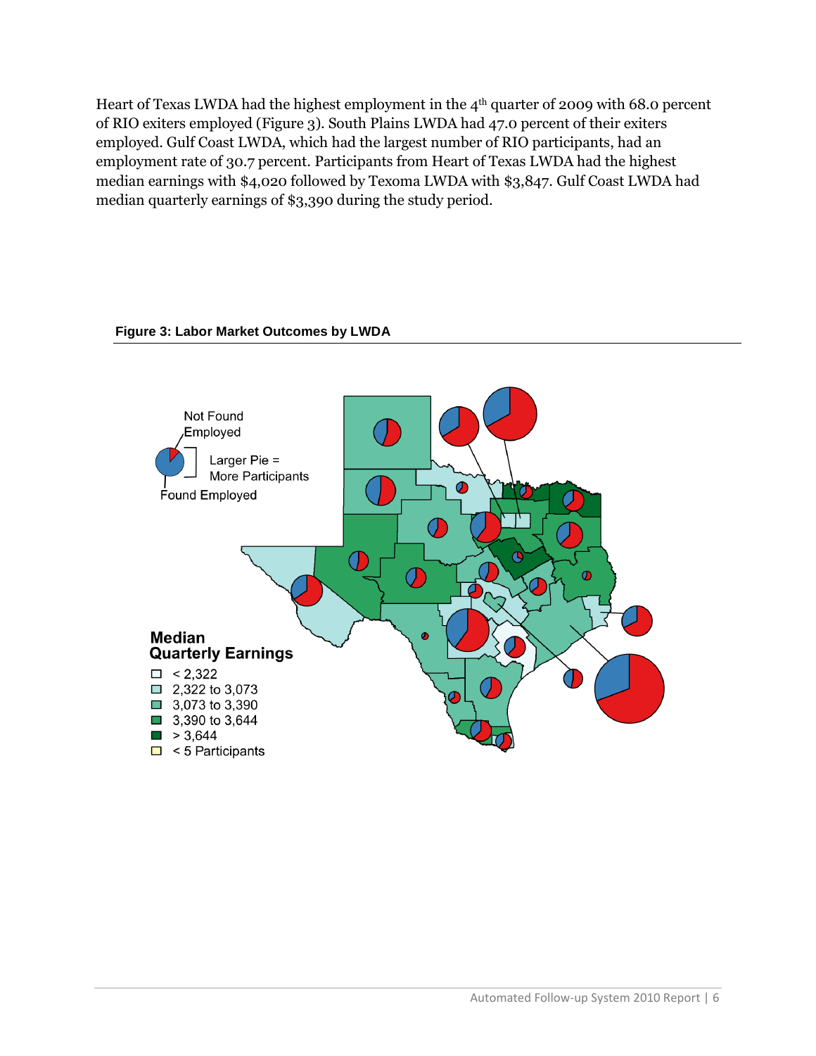Heart of Texas LWDA had the highest employment in the 4th quarter of 2009 with 68.0 percent of RIO exiters employed (Figure 3). South Plains LWDA had 47.0 percent of their exiters employed. Gulf Coast LWDA, which had the largest number of RIO participants, had an employment rate of 30.7 percent. Participants from Heart of Texas LWDA had the highest median earnings with $4,020 followed by Texoma LWDA with $3,847. Gulf Coast LWDA had median quarterly earnings of $3,390 during the study period.

**Figure 3: Labor Market Outcomes by LWDA**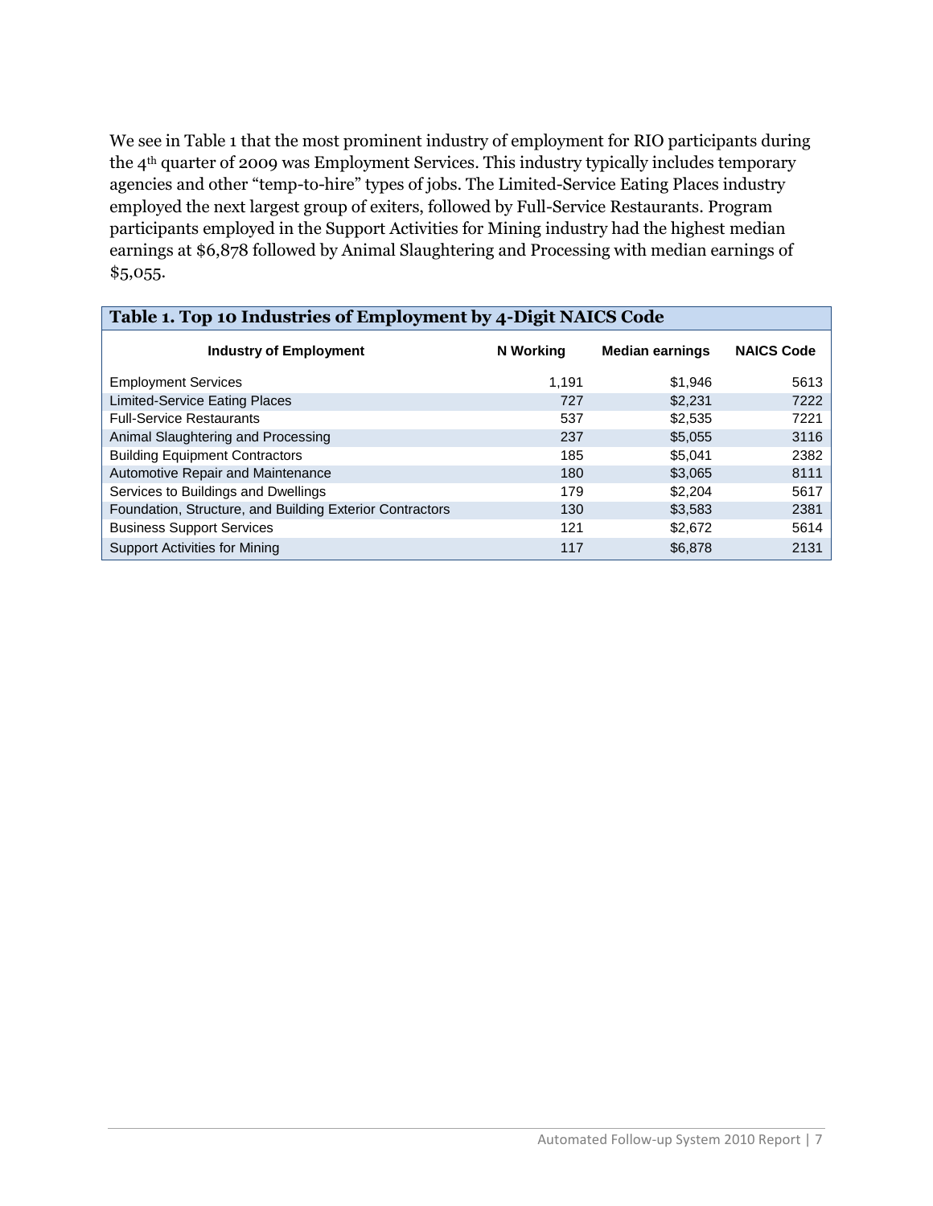We see in Table 1 that the most prominent industry of employment for RIO participants during the 4th quarter of 2009 was Employment Services. This industry typically includes temporary agencies and other "temp-to-hire" types of jobs. The Limited-Service Eating Places industry employed the next largest group of exiters, followed by Full-Service Restaurants. Program participants employed in the Support Activities for Mining industry had the highest median earnings at $6,878 followed by Animal Slaughtering and Processing with median earnings of $5,055.

**Table 1. Top 10 Industries of Employment by 4-Digit NAICS Code**

| Industry of Employment | N Working | Median earnings | NAICS Code |
|---|---|---|---|
| Employment Services | 1,191 | $1,946 | 5613 |
| Limited-Service Eating Places | 727 | $2,231 | 7222 |
| Full-Service Restaurants | 537 | $2,535 | 7221 |
| Animal Slaughtering and Processing | 237 | $5,055 | 3116 |
| Building Equipment Contractors | 185 | $5,041 | 2382 |
| Automotive Repair and Maintenance | 180 | $3,065 | 8111 |
| Services to Buildings and Dwellings | 179 | $2,204 | 5617 |
| Foundation, Structure, and Building Exterior Contractors | 130 | $3,583 | 2381 |
| Business Support Services | 121 | $2,672 | 5614 |
| Support Activities for Mining | 117 | $6,878 | 2131 |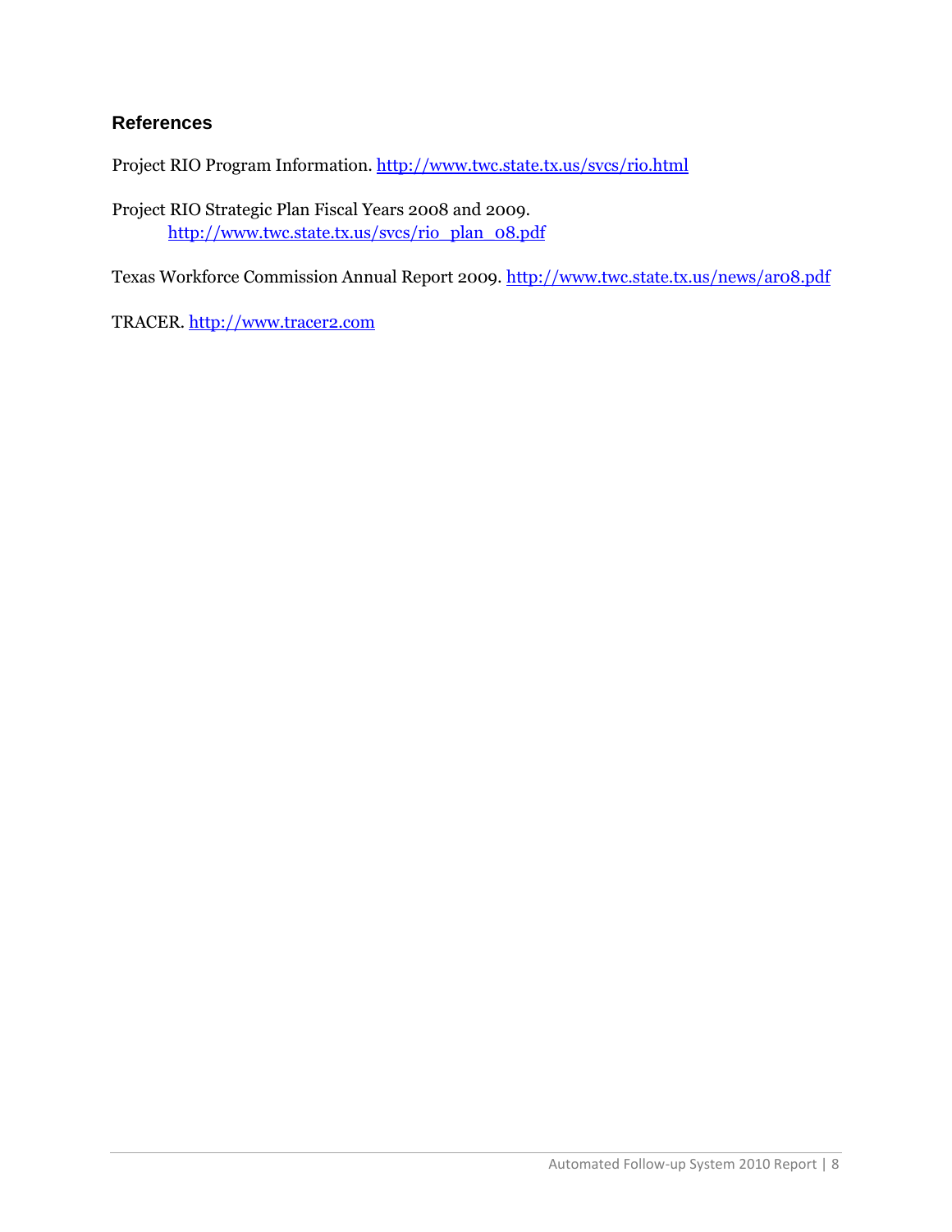## References

Project RIO Program Information. http://www.twc.state.tx.us/svcs/rio.html

Project RIO Strategic Plan Fiscal Years 2008 and 2009.
http://www.twc.state.tx.us/svcs/rio_plan_08.pdf

Texas Workforce Commission Annual Report 2009. http://www.twc.state.tx.us/news/ar08.pdf

TRACER. http://www.tracer2.com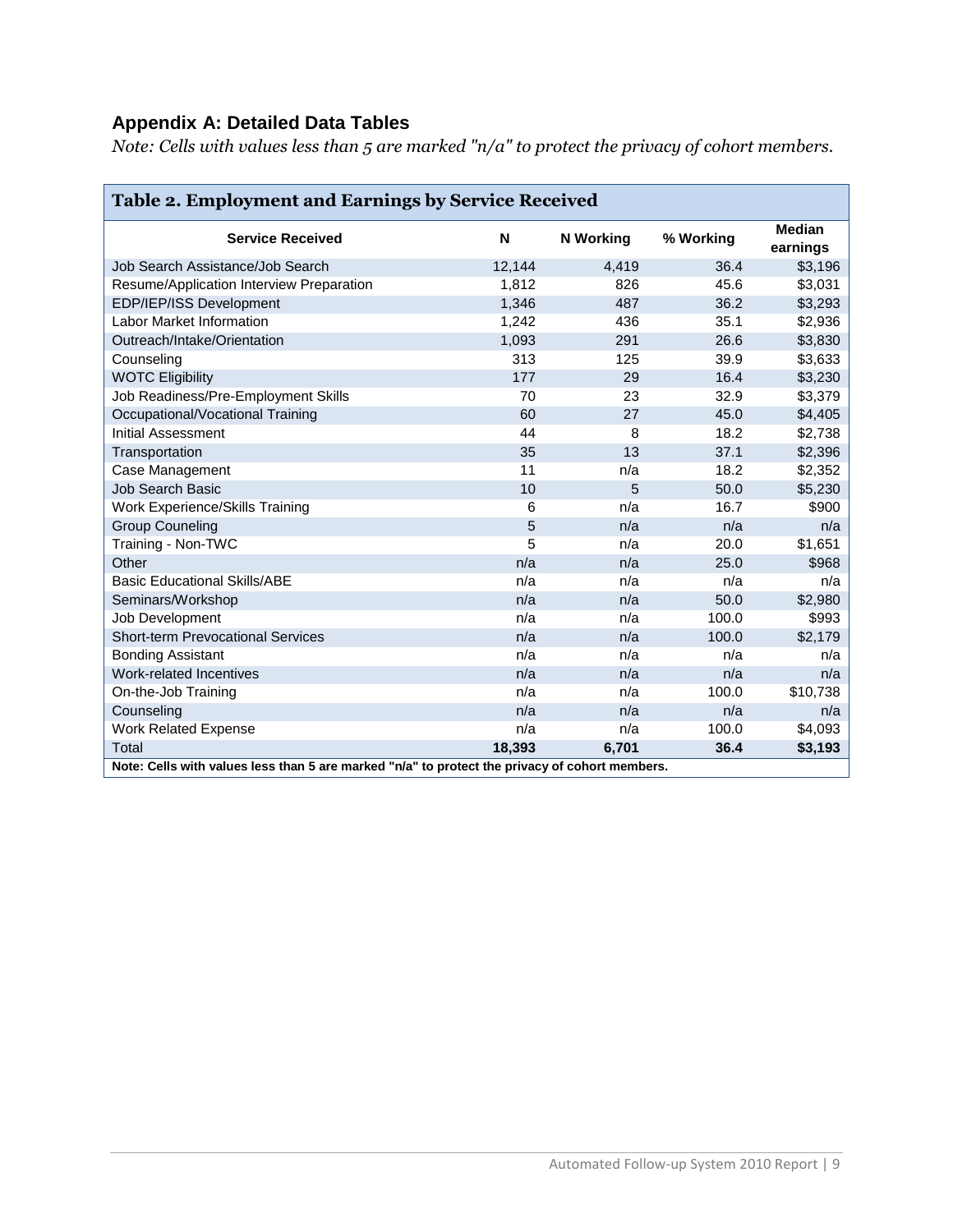## Appendix A: Detailed Data Tables

*Note: Cells with values less than 5 are marked "n/a" to protect the privacy of cohort members.*

**Table 2. Employment and Earnings by Service Received**

| Service Received | N | N Working | % Working | Median earnings |
|---|---|---|---|---|
| Job Search Assistance/Job Search | 12,144 | 4,419 | 36.4 | $3,196 |
| Resume/Application Interview Preparation | 1,812 | 826 | 45.6 | $3,031 |
| EDP/IEP/ISS Development | 1,346 | 487 | 36.2 | $3,293 |
| Labor Market Information | 1,242 | 436 | 35.1 | $2,936 |
| Outreach/Intake/Orientation | 1,093 | 291 | 26.6 | $3,830 |
| Counseling | 313 | 125 | 39.9 | $3,633 |
| WOTC Eligibility | 177 | 29 | 16.4 | $3,230 |
| Job Readiness/Pre-Employment Skills | 70 | 23 | 32.9 | $3,379 |
| Occupational/Vocational Training | 60 | 27 | 45.0 | $4,405 |
| Initial Assessment | 44 | 8 | 18.2 | $2,738 |
| Transportation | 35 | 13 | 37.1 | $2,396 |
| Case Management | 11 | n/a | 18.2 | $2,352 |
| Job Search Basic | 10 | 5 | 50.0 | $5,230 |
| Work Experience/Skills Training | 6 | n/a | 16.7 | $900 |
| Group Couneling | 5 | n/a | n/a | n/a |
| Training - Non-TWC | 5 | n/a | 20.0 | $1,651 |
| Other | n/a | n/a | 25.0 | $968 |
| Basic Educational Skills/ABE | n/a | n/a | n/a | n/a |
| Seminars/Workshop | n/a | n/a | 50.0 | $2,980 |
| Job Development | n/a | n/a | 100.0 | $993 |
| Short-term Prevocational Services | n/a | n/a | 100.0 | $2,179 |
| Bonding Assistant | n/a | n/a | n/a | n/a |
| Work-related Incentives | n/a | n/a | n/a | n/a |
| On-the-Job Training | n/a | n/a | 100.0 | $10,738 |
| Counseling | n/a | n/a | n/a | n/a |
| Work Related Expense | n/a | n/a | 100.0 | $4,093 |
| Total | **18,393** | **6,701** | **36.4** | **$3,193** |

**Note: Cells with values less than 5 are marked "n/a" to protect the privacy of cohort members.**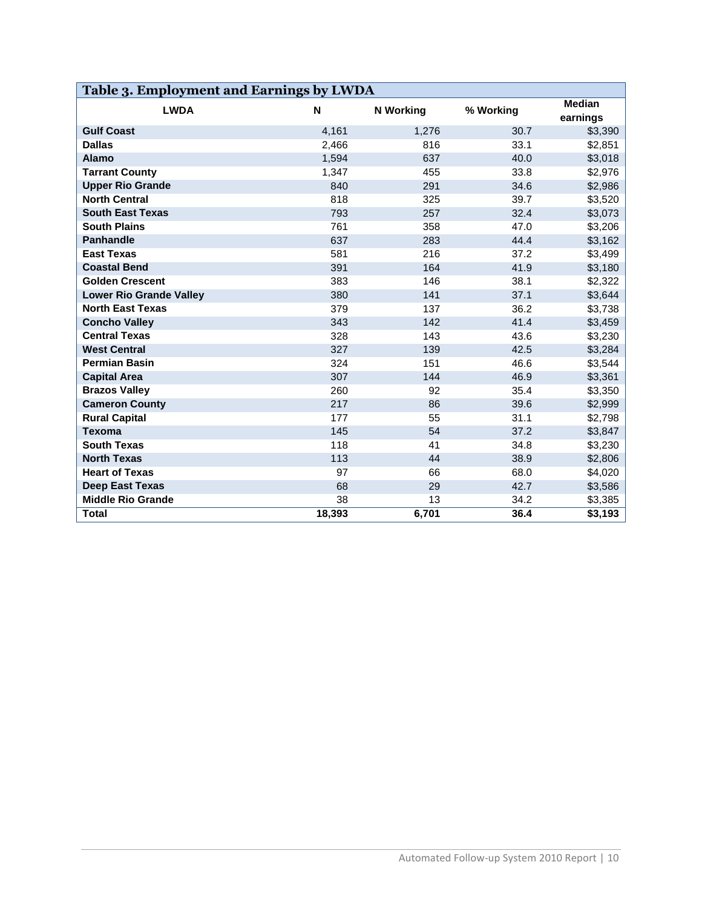**Table 3. Employment and Earnings by LWDA**

| LWDA | N | N Working | % Working | Median earnings |
|---|---|---|---|---|
| **Gulf Coast** | 4,161 | 1,276 | 30.7 | $3,390 |
| **Dallas** | 2,466 | 816 | 33.1 | $2,851 |
| **Alamo** | 1,594 | 637 | 40.0 | $3,018 |
| **Tarrant County** | 1,347 | 455 | 33.8 | $2,976 |
| **Upper Rio Grande** | 840 | 291 | 34.6 | $2,986 |
| **North Central** | 818 | 325 | 39.7 | $3,520 |
| **South East Texas** | 793 | 257 | 32.4 | $3,073 |
| **South Plains** | 761 | 358 | 47.0 | $3,206 |
| **Panhandle** | 637 | 283 | 44.4 | $3,162 |
| **East Texas** | 581 | 216 | 37.2 | $3,499 |
| **Coastal Bend** | 391 | 164 | 41.9 | $3,180 |
| **Golden Crescent** | 383 | 146 | 38.1 | $2,322 |
| **Lower Rio Grande Valley** | 380 | 141 | 37.1 | $3,644 |
| **North East Texas** | 379 | 137 | 36.2 | $3,738 |
| **Concho Valley** | 343 | 142 | 41.4 | $3,459 |
| **Central Texas** | 328 | 143 | 43.6 | $3,230 |
| **West Central** | 327 | 139 | 42.5 | $3,284 |
| **Permian Basin** | 324 | 151 | 46.6 | $3,544 |
| **Capital Area** | 307 | 144 | 46.9 | $3,361 |
| **Brazos Valley** | 260 | 92 | 35.4 | $3,350 |
| **Cameron County** | 217 | 86 | 39.6 | $2,999 |
| **Rural Capital** | 177 | 55 | 31.1 | $2,798 |
| **Texoma** | 145 | 54 | 37.2 | $3,847 |
| **South Texas** | 118 | 41 | 34.8 | $3,230 |
| **North Texas** | 113 | 44 | 38.9 | $2,806 |
| **Heart of Texas** | 97 | 66 | 68.0 | $4,020 |
| **Deep East Texas** | 68 | 29 | 42.7 | $3,586 |
| **Middle Rio Grande** | 38 | 13 | 34.2 | $3,385 |
| **Total** | **18,393** | **6,701** | **36.4** | **$3,193** |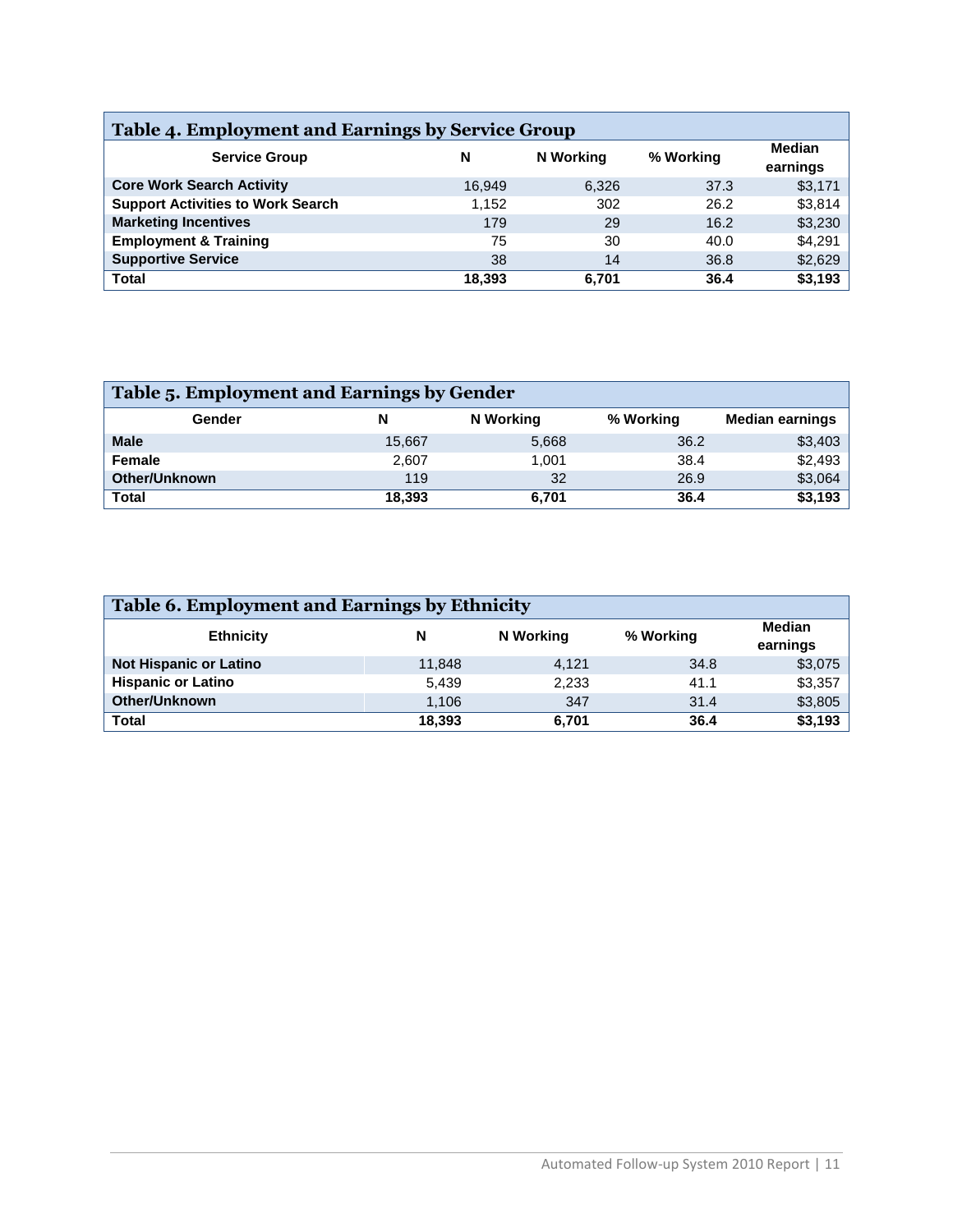**Table 4. Employment and Earnings by Service Group**

| Service Group | N | N Working | % Working | Median earnings |
|---|---|---|---|---|
| **Core Work Search Activity** | 16,949 | 6,326 | 37.3 | $3,171 |
| **Support Activities to Work Search** | 1,152 | 302 | 26.2 | $3,814 |
| **Marketing Incentives** | 179 | 29 | 16.2 | $3,230 |
| **Employment & Training** | 75 | 30 | 40.0 | $4,291 |
| **Supportive Service** | 38 | 14 | 36.8 | $2,629 |
| **Total** | **18,393** | **6,701** | **36.4** | **$3,193** |

**Table 5. Employment and Earnings by Gender**

| Gender | N | N Working | % Working | Median earnings |
|---|---|---|---|---|
| **Male** | 15,667 | 5,668 | 36.2 | $3,403 |
| **Female** | 2,607 | 1,001 | 38.4 | $2,493 |
| **Other/Unknown** | 119 | 32 | 26.9 | $3,064 |
| **Total** | **18,393** | **6,701** | **36.4** | **$3,193** |

**Table 6. Employment and Earnings by Ethnicity**

| Ethnicity | N | N Working | % Working | Median earnings |
|---|---|---|---|---|
| **Not Hispanic or Latino** | 11,848 | 4,121 | 34.8 | $3,075 |
| **Hispanic or Latino** | 5,439 | 2,233 | 41.1 | $3,357 |
| **Other/Unknown** | 1,106 | 347 | 31.4 | $3,805 |
| **Total** | **18,393** | **6,701** | **36.4** | **$3,193** |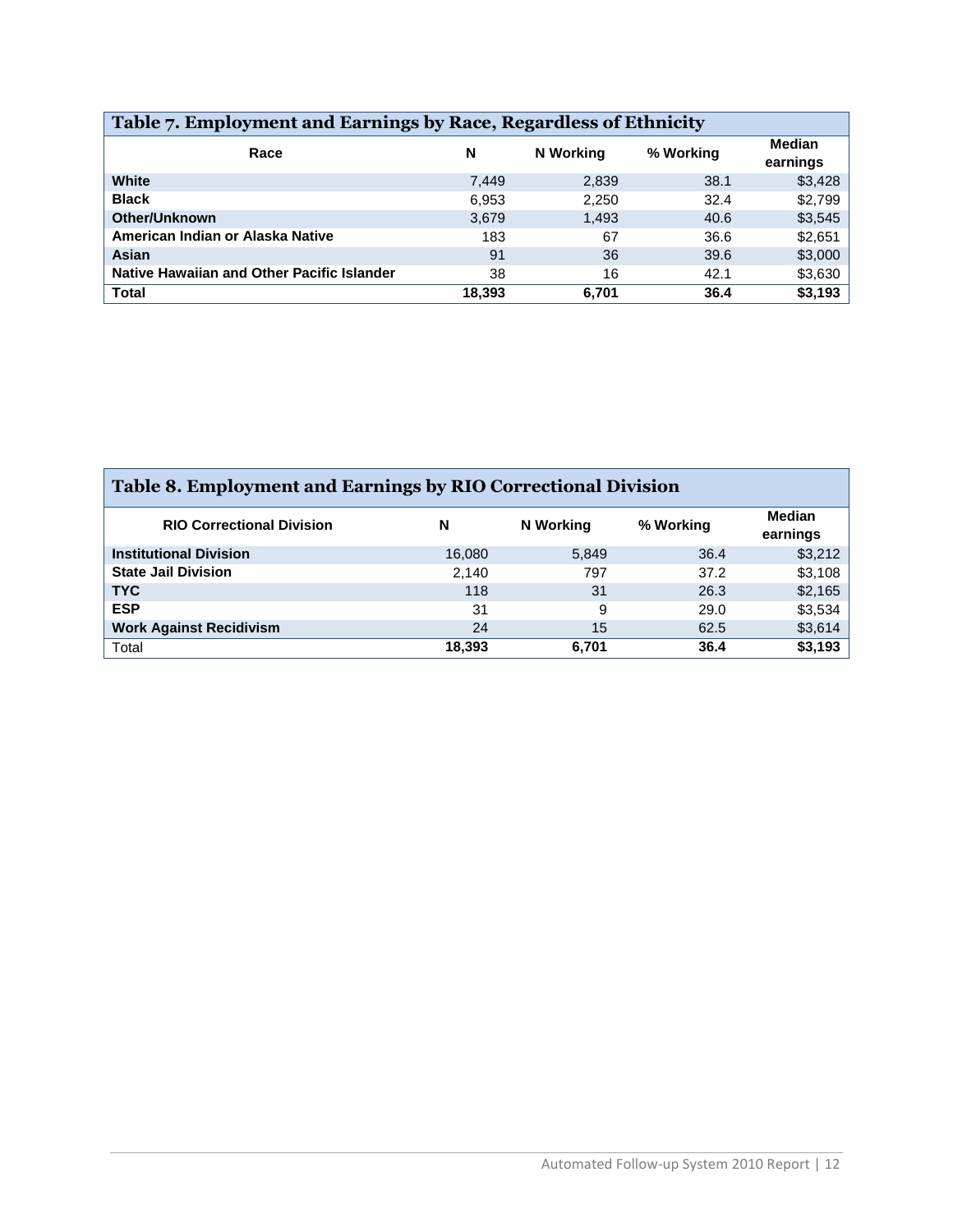**Table 7. Employment and Earnings by Race, Regardless of Ethnicity**

| Race | N | N Working | % Working | Median earnings |
|---|---|---|---|---|
| **White** | 7,449 | 2,839 | 38.1 | $3,428 |
| **Black** | 6,953 | 2,250 | 32.4 | $2,799 |
| **Other/Unknown** | 3,679 | 1,493 | 40.6 | $3,545 |
| **American Indian or Alaska Native** | 183 | 67 | 36.6 | $2,651 |
| **Asian** | 91 | 36 | 39.6 | $3,000 |
| **Native Hawaiian and Other Pacific Islander** | 38 | 16 | 42.1 | $3,630 |
| **Total** | **18,393** | **6,701** | **36.4** | **$3,193** |

**Table 8. Employment and Earnings by RIO Correctional Division**

| RIO Correctional Division | N | N Working | % Working | Median earnings |
|---|---|---|---|---|
| **Institutional Division** | 16,080 | 5,849 | 36.4 | $3,212 |
| **State Jail Division** | 2,140 | 797 | 37.2 | $3,108 |
| **TYC** | 118 | 31 | 26.3 | $2,165 |
| **ESP** | 31 | 9 | 29.0 | $3,534 |
| **Work Against Recidivism** | 24 | 15 | 62.5 | $3,614 |
| Total | **18,393** | **6,701** | **36.4** | **$3,193** |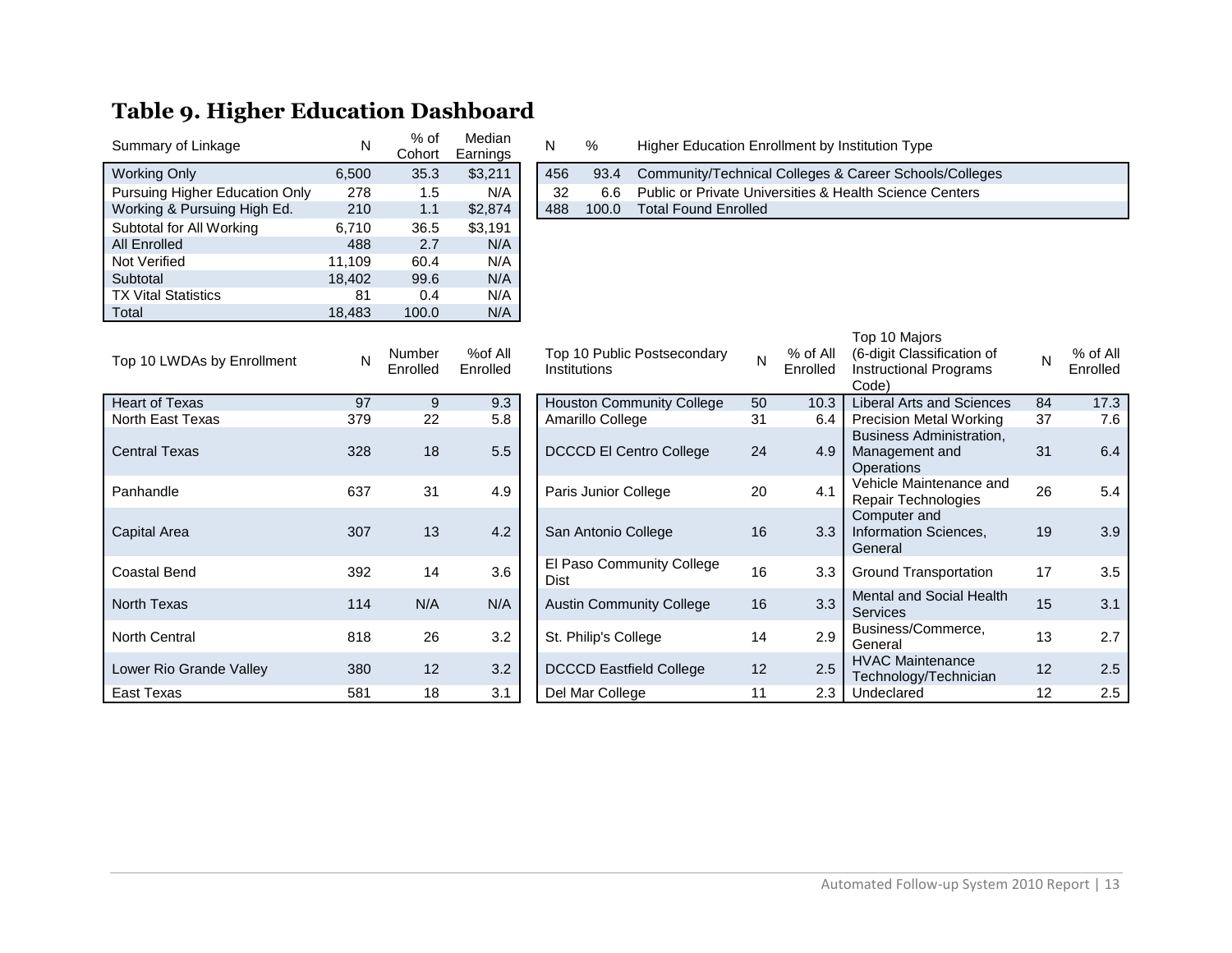# Table 9. Higher Education Dashboard

| Summary of Linkage | N | % of Cohort | Median Earnings |
|---|---|---|---|
| Working Only | 6,500 | 35.3 | $3,211 |
| Pursuing Higher Education Only | 278 | 1.5 | N/A |
| Working & Pursuing High Ed. | 210 | 1.1 | $2,874 |
| Subtotal for All Working | 6,710 | 36.5 | $3,191 |
| All Enrolled | 488 | 2.7 | N/A |
| Not Verified | 11,109 | 60.4 | N/A |
| Subtotal | 18,402 | 99.6 | N/A |
| TX Vital Statistics | 81 | 0.4 | N/A |
| Total | 18,483 | 100.0 | N/A |

| N | % | Higher Education Enrollment by Institution Type |
|---|---|---|
| 456 | 93.4 | Community/Technical Colleges & Career Schools/Colleges |
| 32 | 6.6 | Public or Private Universities & Health Science Centers |
| 488 | 100.0 | Total Found Enrolled |

| Top 10 LWDAs by Enrollment | N | Number Enrolled | %of All Enrolled |
|---|---|---|---|
| Heart of Texas | 97 | 9 | 9.3 |
| North East Texas | 379 | 22 | 5.8 |
| Central Texas | 328 | 18 | 5.5 |
| Panhandle | 637 | 31 | 4.9 |
| Capital Area | 307 | 13 | 4.2 |
| Coastal Bend | 392 | 14 | 3.6 |
| North Texas | 114 | N/A | N/A |
| North Central | 818 | 26 | 3.2 |
| Lower Rio Grande Valley | 380 | 12 | 3.2 |
| East Texas | 581 | 18 | 3.1 |

| Top 10 Public Postsecondary Institutions | N | % of All Enrolled |
|---|---|---|
| Houston Community College | 50 | 10.3 |
| Amarillo College | 31 | 6.4 |
| DCCCD El Centro College | 24 | 4.9 |
| Paris Junior College | 20 | 4.1 |
| San Antonio College | 16 | 3.3 |
| El Paso Community College Dist | 16 | 3.3 |
| Austin Community College | 16 | 3.3 |
| St. Philip's College | 14 | 2.9 |
| DCCCD Eastfield College | 12 | 2.5 |
| Del Mar College | 11 | 2.3 |

| Top 10 Majors (6-digit Classification of Instructional Programs Code) | N | % of All Enrolled |
|---|---|---|
| Liberal Arts and Sciences | 84 | 17.3 |
| Precision Metal Working | 37 | 7.6 |
| Business Administration, Management and Operations | 31 | 6.4 |
| Vehicle Maintenance and Repair Technologies | 26 | 5.4 |
| Computer and Information Sciences, General | 19 | 3.9 |
| Ground Transportation | 17 | 3.5 |
| Mental and Social Health Services | 15 | 3.1 |
| Business/Commerce, General | 13 | 2.7 |
| HVAC Maintenance Technology/Technician | 12 | 2.5 |
| Undeclared | 12 | 2.5 |